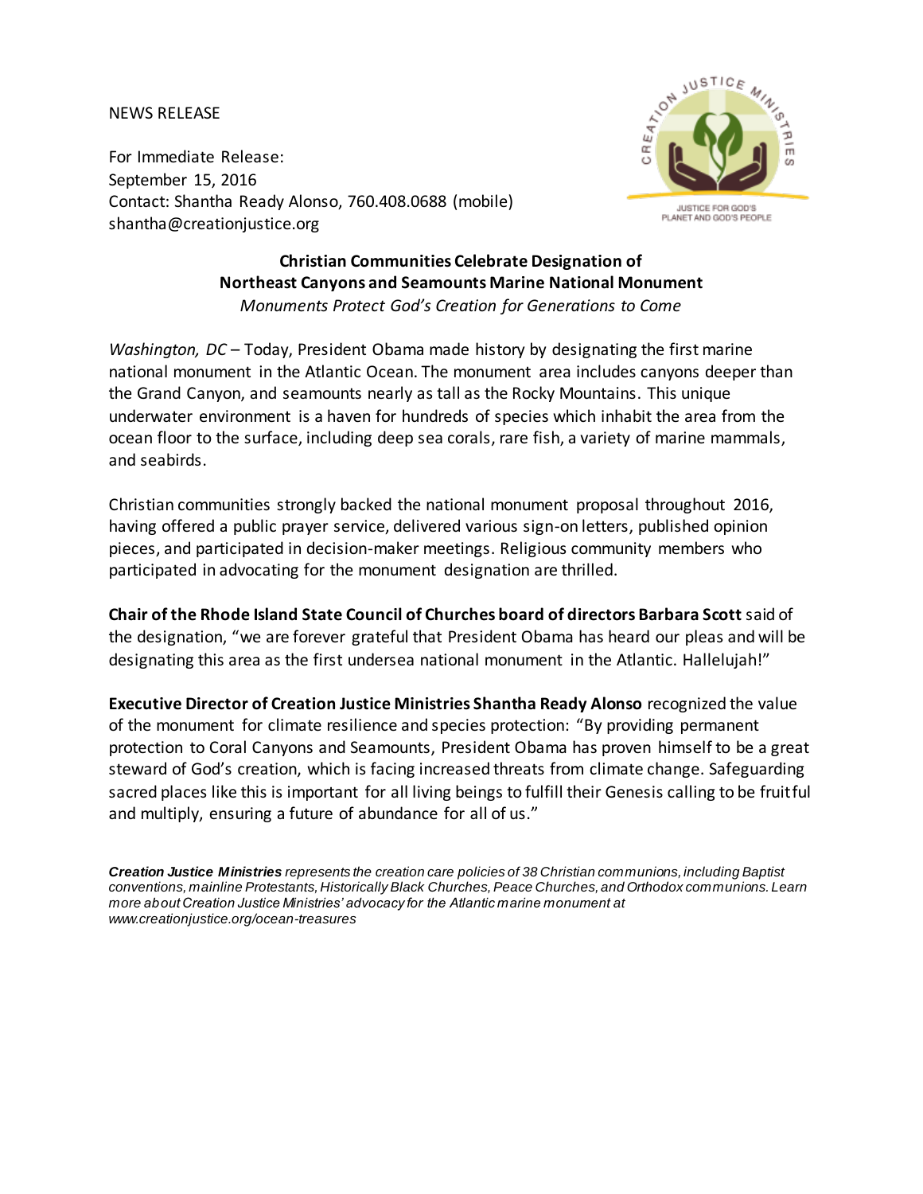NEWS RELEASE

For Immediate Release:
September 15, 2016
Contact: Shantha Ready Alonso, 760.408.0688 (mobile)
shantha@creationjustice.org

CREATION JUSTICE MINISTRIES

JUSTICE FOR GOD'S PLANET AND GOD'S PEOPLE

## Christian Communities Celebrate Designation of Northeast Canyons and Seamounts Marine National Monument

*Monuments Protect God's Creation for Generations to Come*

*Washington, DC* – Today, President Obama made history by designating the first marine national monument in the Atlantic Ocean. The monument area includes canyons deeper than the Grand Canyon, and seamounts nearly as tall as the Rocky Mountains. This unique underwater environment is a haven for hundreds of species which inhabit the area from the ocean floor to the surface, including deep sea corals, rare fish, a variety of marine mammals, and seabirds.

Christian communities strongly backed the national monument proposal throughout 2016, having offered a public prayer service, delivered various sign-on letters, published opinion pieces, and participated in decision-maker meetings. Religious community members who participated in advocating for the monument designation are thrilled.

**Chair of the Rhode Island State Council of Churches board of directors Barbara Scott** said of the designation, "we are forever grateful that President Obama has heard our pleas and will be designating this area as the first undersea national monument in the Atlantic. Hallelujah!"

**Executive Director of Creation Justice Ministries Shantha Ready Alonso** recognized the value of the monument for climate resilience and species protection: "By providing permanent protection to Coral Canyons and Seamounts, President Obama has proven himself to be a great steward of God's creation, which is facing increased threats from climate change. Safeguarding sacred places like this is important for all living beings to fulfill their Genesis calling to be fruitful and multiply, ensuring a future of abundance for all of us."

***Creation Justice Ministries*** *represents the creation care policies of 38 Christian communions, including Baptist conventions, mainline Protestants, Historically Black Churches, Peace Churches, and Orthodox communions. Learn more about Creation Justice Ministries' advocacy for the Atlantic marine monument at www.creationjustice.org/ocean-treasures*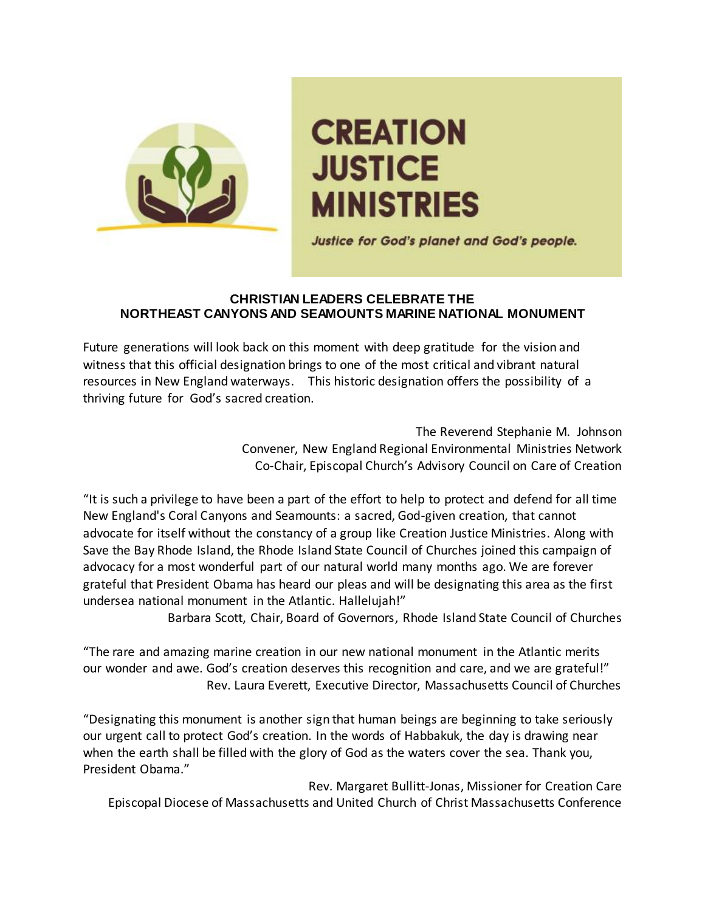# CREATION JUSTICE MINISTRIES

*Justice for God's planet and God's people.*

**CHRISTIAN LEADERS CELEBRATE THE NORTHEAST CANYONS AND SEAMOUNTS MARINE NATIONAL MONUMENT**

Future generations will look back on this moment with deep gratitude for the vision and witness that this official designation brings to one of the most critical and vibrant natural resources in New England waterways. This historic designation offers the possibility of a thriving future for God's sacred creation.

The Reverend Stephanie M. Johnson
Convener, New England Regional Environmental Ministries Network
Co-Chair, Episcopal Church's Advisory Council on Care of Creation

"It is such a privilege to have been a part of the effort to help to protect and defend for all time New England's Coral Canyons and Seamounts: a sacred, God-given creation, that cannot advocate for itself without the constancy of a group like Creation Justice Ministries. Along with Save the Bay Rhode Island, the Rhode Island State Council of Churches joined this campaign of advocacy for a most wonderful part of our natural world many months ago. We are forever grateful that President Obama has heard our pleas and will be designating this area as the first undersea national monument in the Atlantic. Hallelujah!"

Barbara Scott, Chair, Board of Governors, Rhode Island State Council of Churches

"The rare and amazing marine creation in our new national monument in the Atlantic merits our wonder and awe. God's creation deserves this recognition and care, and we are grateful!"

Rev. Laura Everett, Executive Director, Massachusetts Council of Churches

"Designating this monument is another sign that human beings are beginning to take seriously our urgent call to protect God's creation. In the words of Habbakuk, the day is drawing near when the earth shall be filled with the glory of God as the waters cover the sea. Thank you, President Obama."

Rev. Margaret Bullitt-Jonas, Missioner for Creation Care
Episcopal Diocese of Massachusetts and United Church of Christ Massachusetts Conference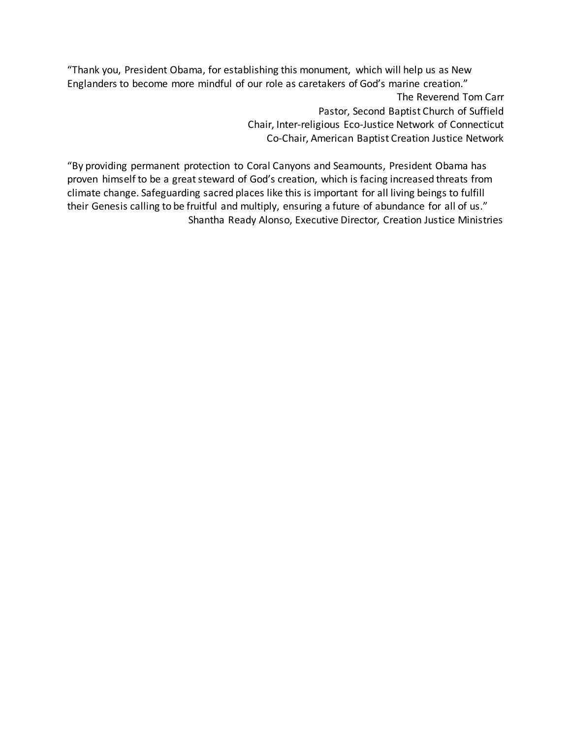"Thank you, President Obama, for establishing this monument, which will help us as New Englanders to become more mindful of our role as caretakers of God's marine creation."

The Reverend Tom Carr
Pastor, Second Baptist Church of Suffield
Chair, Inter-religious Eco-Justice Network of Connecticut
Co-Chair, American Baptist Creation Justice Network

"By providing permanent protection to Coral Canyons and Seamounts, President Obama has proven himself to be a great steward of God's creation, which is facing increased threats from climate change. Safeguarding sacred places like this is important for all living beings to fulfill their Genesis calling to be fruitful and multiply, ensuring a future of abundance for all of us."

Shantha Ready Alonso, Executive Director, Creation Justice Ministries